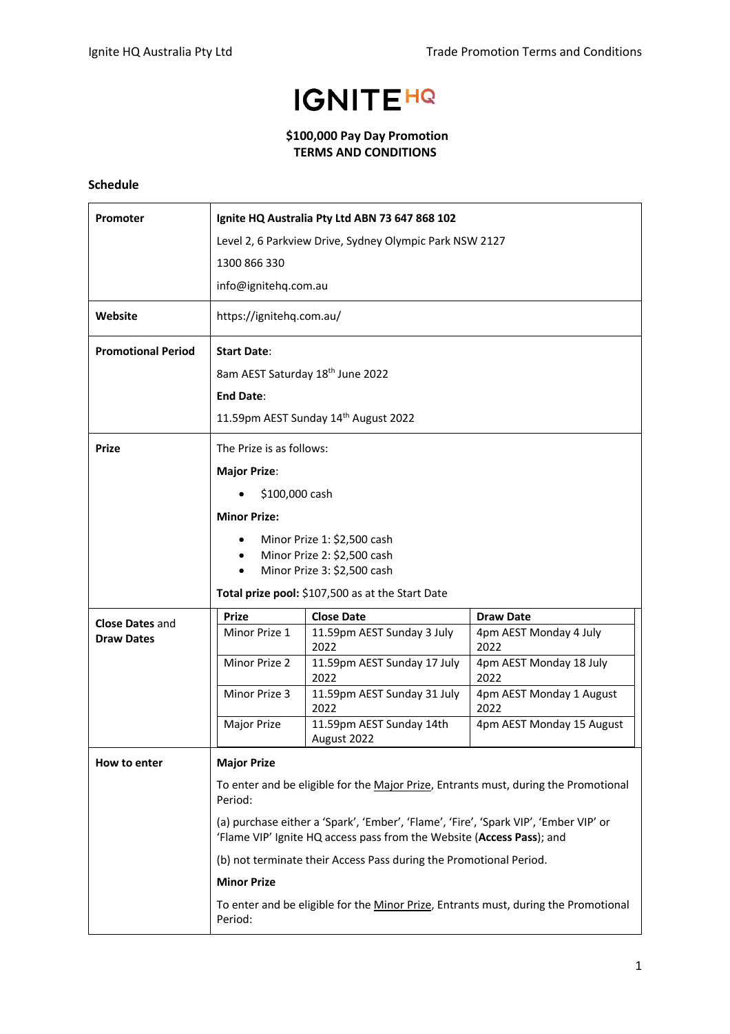# IGNITE HQ

**$100,000 Pay Day Promotion**
**TERMS AND CONDITIONS**

## Schedule

| | |
|---|---|
| **Promoter** | **Ignite HQ Australia Pty Ltd ABN 73 647 868 102**<br>Level 2, 6 Parkview Drive, Sydney Olympic Park NSW 2127<br>1300 866 330<br>info@ignitehq.com.au |
| **Website** | https://ignitehq.com.au/ |
| **Promotional Period** | **Start Date**:<br>8am AEST Saturday 18th June 2022<br>**End Date**:<br>11.59pm AEST Sunday 14th August 2022 |
| **Prize** | The Prize is as follows:<br>**Major Prize**:<br>• $100,000 cash<br>**Minor Prize:**<br>• Minor Prize 1: $2,500 cash<br>• Minor Prize 2: $2,500 cash<br>• Minor Prize 3: $2,500 cash<br>**Total prize pool:** $107,500 as at the Start Date |
| **Close Dates** and **Draw Dates** | **Prize** / **Close Date** / **Draw Date**:<br>Minor Prize 1 / 11.59pm AEST Sunday 3 July 2022 / 4pm AEST Monday 4 July 2022<br>Minor Prize 2 / 11.59pm AEST Sunday 17 July 2022 / 4pm AEST Monday 18 July 2022<br>Minor Prize 3 / 11.59pm AEST Sunday 31 July 2022 / 4pm AEST Monday 1 August 2022<br>Major Prize / 11.59pm AEST Sunday 14th August 2022 / 4pm AEST Monday 15 August |
| **How to enter** | **Major Prize**<br>To enter and be eligible for the Major Prize, Entrants must, during the Promotional Period:<br>(a) purchase either a 'Spark', 'Ember', 'Flame', 'Fire', 'Spark VIP', 'Ember VIP' or 'Flame VIP' Ignite HQ access pass from the Website (**Access Pass**); and<br>(b) not terminate their Access Pass during the Promotional Period.<br>**Minor Prize**<br>To enter and be eligible for the Minor Prize, Entrants must, during the Promotional Period: |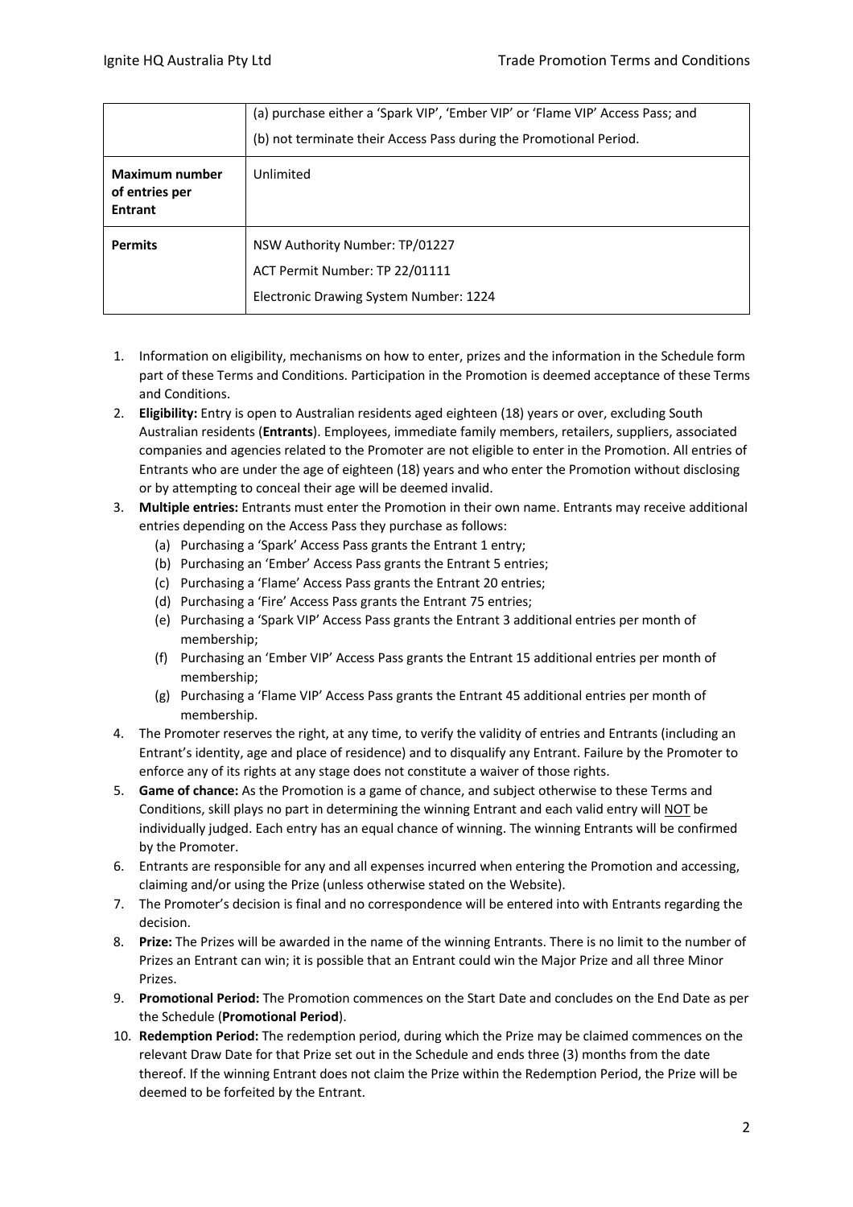| | |
|---|---|
| | (a) purchase either a 'Spark VIP', 'Ember VIP' or 'Flame VIP' Access Pass; and<br>(b) not terminate their Access Pass during the Promotional Period. |
| **Maximum number of entries per Entrant** | Unlimited |
| **Permits** | NSW Authority Number: TP/01227<br>ACT Permit Number: TP 22/01111<br>Electronic Drawing System Number: 1224 |

1. Information on eligibility, mechanisms on how to enter, prizes and the information in the Schedule form part of these Terms and Conditions. Participation in the Promotion is deemed acceptance of these Terms and Conditions.
2. **Eligibility:** Entry is open to Australian residents aged eighteen (18) years or over, excluding South Australian residents (**Entrants**). Employees, immediate family members, retailers, suppliers, associated companies and agencies related to the Promoter are not eligible to enter in the Promotion. All entries of Entrants who are under the age of eighteen (18) years and who enter the Promotion without disclosing or by attempting to conceal their age will be deemed invalid.
3. **Multiple entries:** Entrants must enter the Promotion in their own name. Entrants may receive additional entries depending on the Access Pass they purchase as follows:
   (a) Purchasing a 'Spark' Access Pass grants the Entrant 1 entry;
   (b) Purchasing an 'Ember' Access Pass grants the Entrant 5 entries;
   (c) Purchasing a 'Flame' Access Pass grants the Entrant 20 entries;
   (d) Purchasing a 'Fire' Access Pass grants the Entrant 75 entries;
   (e) Purchasing a 'Spark VIP' Access Pass grants the Entrant 3 additional entries per month of membership;
   (f) Purchasing an 'Ember VIP' Access Pass grants the Entrant 15 additional entries per month of membership;
   (g) Purchasing a 'Flame VIP' Access Pass grants the Entrant 45 additional entries per month of membership.
4. The Promoter reserves the right, at any time, to verify the validity of entries and Entrants (including an Entrant's identity, age and place of residence) and to disqualify any Entrant. Failure by the Promoter to enforce any of its rights at any stage does not constitute a waiver of those rights.
5. **Game of chance:** As the Promotion is a game of chance, and subject otherwise to these Terms and Conditions, skill plays no part in determining the winning Entrant and each valid entry will NOT be individually judged. Each entry has an equal chance of winning. The winning Entrants will be confirmed by the Promoter.
6. Entrants are responsible for any and all expenses incurred when entering the Promotion and accessing, claiming and/or using the Prize (unless otherwise stated on the Website).
7. The Promoter's decision is final and no correspondence will be entered into with Entrants regarding the decision.
8. **Prize:** The Prizes will be awarded in the name of the winning Entrants. There is no limit to the number of Prizes an Entrant can win; it is possible that an Entrant could win the Major Prize and all three Minor Prizes.
9. **Promotional Period:** The Promotion commences on the Start Date and concludes on the End Date as per the Schedule (**Promotional Period**).
10. **Redemption Period:** The redemption period, during which the Prize may be claimed commences on the relevant Draw Date for that Prize set out in the Schedule and ends three (3) months from the date thereof. If the winning Entrant does not claim the Prize within the Redemption Period, the Prize will be deemed to be forfeited by the Entrant.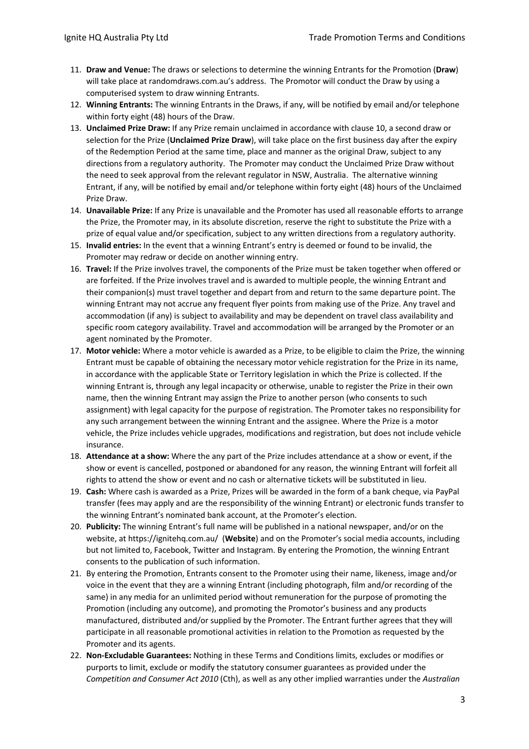11. **Draw and Venue:** The draws or selections to determine the winning Entrants for the Promotion (**Draw**) will take place at randomdraws.com.au's address. The Promotor will conduct the Draw by using a computerised system to draw winning Entrants.
12. **Winning Entrants:** The winning Entrants in the Draws, if any, will be notified by email and/or telephone within forty eight (48) hours of the Draw.
13. **Unclaimed Prize Draw:** If any Prize remain unclaimed in accordance with clause 10, a second draw or selection for the Prize (**Unclaimed Prize Draw**), will take place on the first business day after the expiry of the Redemption Period at the same time, place and manner as the original Draw, subject to any directions from a regulatory authority. The Promoter may conduct the Unclaimed Prize Draw without the need to seek approval from the relevant regulator in NSW, Australia. The alternative winning Entrant, if any, will be notified by email and/or telephone within forty eight (48) hours of the Unclaimed Prize Draw.
14. **Unavailable Prize:** If any Prize is unavailable and the Promoter has used all reasonable efforts to arrange the Prize, the Promoter may, in its absolute discretion, reserve the right to substitute the Prize with a prize of equal value and/or specification, subject to any written directions from a regulatory authority.
15. **Invalid entries:** In the event that a winning Entrant's entry is deemed or found to be invalid, the Promoter may redraw or decide on another winning entry.
16. **Travel:** If the Prize involves travel, the components of the Prize must be taken together when offered or are forfeited. If the Prize involves travel and is awarded to multiple people, the winning Entrant and their companion(s) must travel together and depart from and return to the same departure point. The winning Entrant may not accrue any frequent flyer points from making use of the Prize. Any travel and accommodation (if any) is subject to availability and may be dependent on travel class availability and specific room category availability. Travel and accommodation will be arranged by the Promoter or an agent nominated by the Promoter.
17. **Motor vehicle:** Where a motor vehicle is awarded as a Prize, to be eligible to claim the Prize, the winning Entrant must be capable of obtaining the necessary motor vehicle registration for the Prize in its name, in accordance with the applicable State or Territory legislation in which the Prize is collected. If the winning Entrant is, through any legal incapacity or otherwise, unable to register the Prize in their own name, then the winning Entrant may assign the Prize to another person (who consents to such assignment) with legal capacity for the purpose of registration. The Promoter takes no responsibility for any such arrangement between the winning Entrant and the assignee. Where the Prize is a motor vehicle, the Prize includes vehicle upgrades, modifications and registration, but does not include vehicle insurance.
18. **Attendance at a show:** Where the any part of the Prize includes attendance at a show or event, if the show or event is cancelled, postponed or abandoned for any reason, the winning Entrant will forfeit all rights to attend the show or event and no cash or alternative tickets will be substituted in lieu.
19. **Cash:** Where cash is awarded as a Prize, Prizes will be awarded in the form of a bank cheque, via PayPal transfer (fees may apply and are the responsibility of the winning Entrant) or electronic funds transfer to the winning Entrant's nominated bank account, at the Promoter's election.
20. **Publicity:** The winning Entrant's full name will be published in a national newspaper, and/or on the website, at https://ignitehq.com.au/ (**Website**) and on the Promoter's social media accounts, including but not limited to, Facebook, Twitter and Instagram. By entering the Promotion, the winning Entrant consents to the publication of such information.
21. By entering the Promotion, Entrants consent to the Promoter using their name, likeness, image and/or voice in the event that they are a winning Entrant (including photograph, film and/or recording of the same) in any media for an unlimited period without remuneration for the purpose of promoting the Promotion (including any outcome), and promoting the Promotor's business and any products manufactured, distributed and/or supplied by the Promoter. The Entrant further agrees that they will participate in all reasonable promotional activities in relation to the Promotion as requested by the Promoter and its agents.
22. **Non-Excludable Guarantees:** Nothing in these Terms and Conditions limits, excludes or modifies or purports to limit, exclude or modify the statutory consumer guarantees as provided under the *Competition and Consumer Act 2010* (Cth), as well as any other implied warranties under the *Australian*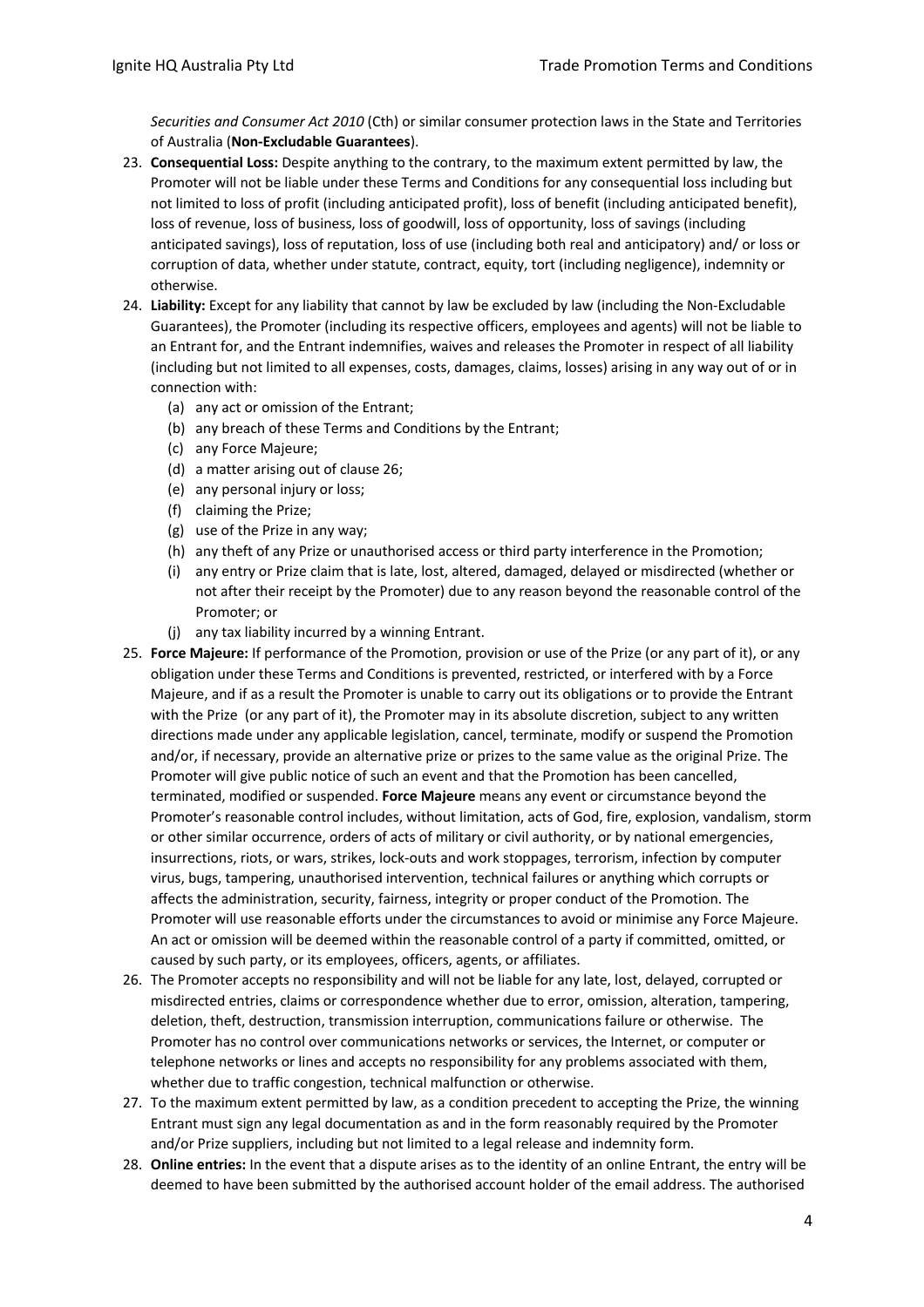*Securities and Consumer Act 2010* (Cth) or similar consumer protection laws in the State and Territories of Australia (**Non-Excludable Guarantees**).

23. **Consequential Loss:** Despite anything to the contrary, to the maximum extent permitted by law, the Promoter will not be liable under these Terms and Conditions for any consequential loss including but not limited to loss of profit (including anticipated profit), loss of benefit (including anticipated benefit), loss of revenue, loss of business, loss of goodwill, loss of opportunity, loss of savings (including anticipated savings), loss of reputation, loss of use (including both real and anticipatory) and/ or loss or corruption of data, whether under statute, contract, equity, tort (including negligence), indemnity or otherwise.
24. **Liability:** Except for any liability that cannot by law be excluded by law (including the Non-Excludable Guarantees), the Promoter (including its respective officers, employees and agents) will not be liable to an Entrant for, and the Entrant indemnifies, waives and releases the Promoter in respect of all liability (including but not limited to all expenses, costs, damages, claims, losses) arising in any way out of or in connection with:
    (a) any act or omission of the Entrant;
    (b) any breach of these Terms and Conditions by the Entrant;
    (c) any Force Majeure;
    (d) a matter arising out of clause 26;
    (e) any personal injury or loss;
    (f) claiming the Prize;
    (g) use of the Prize in any way;
    (h) any theft of any Prize or unauthorised access or third party interference in the Promotion;
    (i) any entry or Prize claim that is late, lost, altered, damaged, delayed or misdirected (whether or not after their receipt by the Promoter) due to any reason beyond the reasonable control of the Promoter; or
    (j) any tax liability incurred by a winning Entrant.
25. **Force Majeure:** If performance of the Promotion, provision or use of the Prize (or any part of it), or any obligation under these Terms and Conditions is prevented, restricted, or interfered with by a Force Majeure, and if as a result the Promoter is unable to carry out its obligations or to provide the Entrant with the Prize (or any part of it), the Promoter may in its absolute discretion, subject to any written directions made under any applicable legislation, cancel, terminate, modify or suspend the Promotion and/or, if necessary, provide an alternative prize or prizes to the same value as the original Prize. The Promoter will give public notice of such an event and that the Promotion has been cancelled, terminated, modified or suspended. **Force Majeure** means any event or circumstance beyond the Promoter's reasonable control includes, without limitation, acts of God, fire, explosion, vandalism, storm or other similar occurrence, orders of acts of military or civil authority, or by national emergencies, insurrections, riots, or wars, strikes, lock-outs and work stoppages, terrorism, infection by computer virus, bugs, tampering, unauthorised intervention, technical failures or anything which corrupts or affects the administration, security, fairness, integrity or proper conduct of the Promotion. The Promoter will use reasonable efforts under the circumstances to avoid or minimise any Force Majeure. An act or omission will be deemed within the reasonable control of a party if committed, omitted, or caused by such party, or its employees, officers, agents, or affiliates.
26. The Promoter accepts no responsibility and will not be liable for any late, lost, delayed, corrupted or misdirected entries, claims or correspondence whether due to error, omission, alteration, tampering, deletion, theft, destruction, transmission interruption, communications failure or otherwise. The Promoter has no control over communications networks or services, the Internet, or computer or telephone networks or lines and accepts no responsibility for any problems associated with them, whether due to traffic congestion, technical malfunction or otherwise.
27. To the maximum extent permitted by law, as a condition precedent to accepting the Prize, the winning Entrant must sign any legal documentation as and in the form reasonably required by the Promoter and/or Prize suppliers, including but not limited to a legal release and indemnity form.
28. **Online entries:** In the event that a dispute arises as to the identity of an online Entrant, the entry will be deemed to have been submitted by the authorised account holder of the email address. The authorised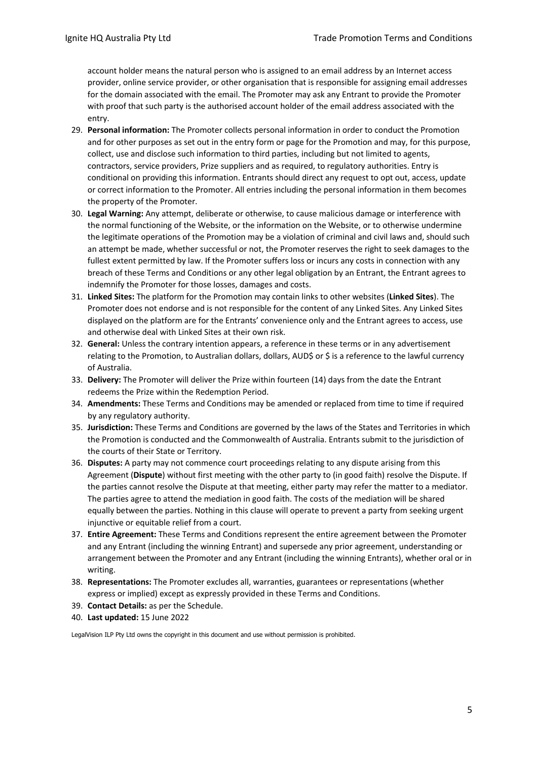account holder means the natural person who is assigned to an email address by an Internet access provider, online service provider, or other organisation that is responsible for assigning email addresses for the domain associated with the email. The Promoter may ask any Entrant to provide the Promoter with proof that such party is the authorised account holder of the email address associated with the entry.

29. **Personal information:** The Promoter collects personal information in order to conduct the Promotion and for other purposes as set out in the entry form or page for the Promotion and may, for this purpose, collect, use and disclose such information to third parties, including but not limited to agents, contractors, service providers, Prize suppliers and as required, to regulatory authorities. Entry is conditional on providing this information. Entrants should direct any request to opt out, access, update or correct information to the Promoter. All entries including the personal information in them becomes the property of the Promoter.
30. **Legal Warning:** Any attempt, deliberate or otherwise, to cause malicious damage or interference with the normal functioning of the Website, or the information on the Website, or to otherwise undermine the legitimate operations of the Promotion may be a violation of criminal and civil laws and, should such an attempt be made, whether successful or not, the Promoter reserves the right to seek damages to the fullest extent permitted by law. If the Promoter suffers loss or incurs any costs in connection with any breach of these Terms and Conditions or any other legal obligation by an Entrant, the Entrant agrees to indemnify the Promoter for those losses, damages and costs.
31. **Linked Sites:** The platform for the Promotion may contain links to other websites (**Linked Sites**). The Promoter does not endorse and is not responsible for the content of any Linked Sites. Any Linked Sites displayed on the platform are for the Entrants' convenience only and the Entrant agrees to access, use and otherwise deal with Linked Sites at their own risk.
32. **General:** Unless the contrary intention appears, a reference in these terms or in any advertisement relating to the Promotion, to Australian dollars, dollars, AUD$ or $ is a reference to the lawful currency of Australia.
33. **Delivery:** The Promoter will deliver the Prize within fourteen (14) days from the date the Entrant redeems the Prize within the Redemption Period.
34. **Amendments:** These Terms and Conditions may be amended or replaced from time to time if required by any regulatory authority.
35. **Jurisdiction:** These Terms and Conditions are governed by the laws of the States and Territories in which the Promotion is conducted and the Commonwealth of Australia. Entrants submit to the jurisdiction of the courts of their State or Territory.
36. **Disputes:** A party may not commence court proceedings relating to any dispute arising from this Agreement (**Dispute**) without first meeting with the other party to (in good faith) resolve the Dispute. If the parties cannot resolve the Dispute at that meeting, either party may refer the matter to a mediator. The parties agree to attend the mediation in good faith. The costs of the mediation will be shared equally between the parties. Nothing in this clause will operate to prevent a party from seeking urgent injunctive or equitable relief from a court.
37. **Entire Agreement:** These Terms and Conditions represent the entire agreement between the Promoter and any Entrant (including the winning Entrant) and supersede any prior agreement, understanding or arrangement between the Promoter and any Entrant (including the winning Entrants), whether oral or in writing.
38. **Representations:** The Promoter excludes all, warranties, guarantees or representations (whether express or implied) except as expressly provided in these Terms and Conditions.
39. **Contact Details:** as per the Schedule.
40. **Last updated:** 15 June 2022

LegalVision ILP Pty Ltd owns the copyright in this document and use without permission is prohibited.